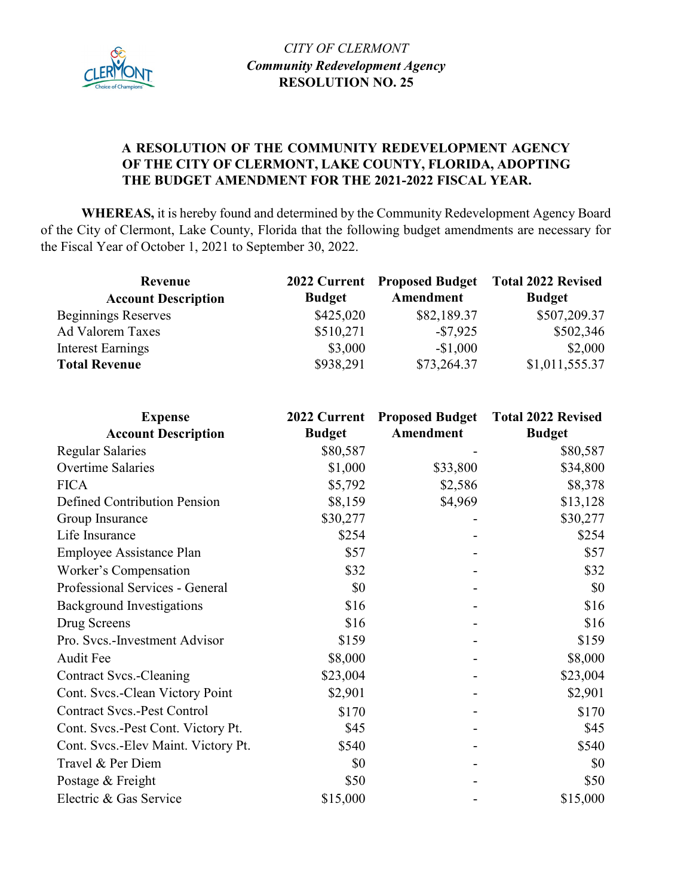*CITY OF CLERMONT*

***Community Redevelopment Agency***

**RESOLUTION NO. 25**

**A RESOLUTION OF THE COMMUNITY REDEVELOPMENT AGENCY OF THE CITY OF CLERMONT, LAKE COUNTY, FLORIDA, ADOPTING THE BUDGET AMENDMENT FOR THE 2021-2022 FISCAL YEAR.**

**WHEREAS,** it is hereby found and determined by the Community Redevelopment Agency Board of the City of Clermont, Lake County, Florida that the following budget amendments are necessary for the Fiscal Year of October 1, 2021 to September 30, 2022.

| Revenue Account Description | 2022 Current Budget | Proposed Budget Amendment | Total 2022 Revised Budget |
|---|---|---|---|
| Beginnings Reserves | $425,020 | $82,189.37 | $507,209.37 |
| Ad Valorem Taxes | $510,271 | -$7,925 | $502,346 |
| Interest Earnings | $3,000 | -$1,000 | $2,000 |
| **Total Revenue** | $938,291 | $73,264.37 | $1,011,555.37 |

| Expense Account Description | 2022 Current Budget | Proposed Budget Amendment | Total 2022 Revised Budget |
|---|---|---|---|
| Regular Salaries | $80,587 | - | $80,587 |
| Overtime Salaries | $1,000 | $33,800 | $34,800 |
| FICA | $5,792 | $2,586 | $8,378 |
| Defined Contribution Pension | $8,159 | $4,969 | $13,128 |
| Group Insurance | $30,277 | - | $30,277 |
| Life Insurance | $254 | - | $254 |
| Employee Assistance Plan | $57 | - | $57 |
| Worker's Compensation | $32 | - | $32 |
| Professional Services - General | $0 | - | $0 |
| Background Investigations | $16 | - | $16 |
| Drug Screens | $16 | - | $16 |
| Pro. Svcs.-Investment Advisor | $159 | - | $159 |
| Audit Fee | $8,000 | - | $8,000 |
| Contract Svcs.-Cleaning | $23,004 | - | $23,004 |
| Cont. Svcs.-Clean Victory Point | $2,901 | - | $2,901 |
| Contract Svcs.-Pest Control | $170 | - | $170 |
| Cont. Svcs.-Pest Cont. Victory Pt. | $45 | - | $45 |
| Cont. Svcs.-Elev Maint. Victory Pt. | $540 | - | $540 |
| Travel & Per Diem | $0 | - | $0 |
| Postage & Freight | $50 | - | $50 |
| Electric & Gas Service | $15,000 | - | $15,000 |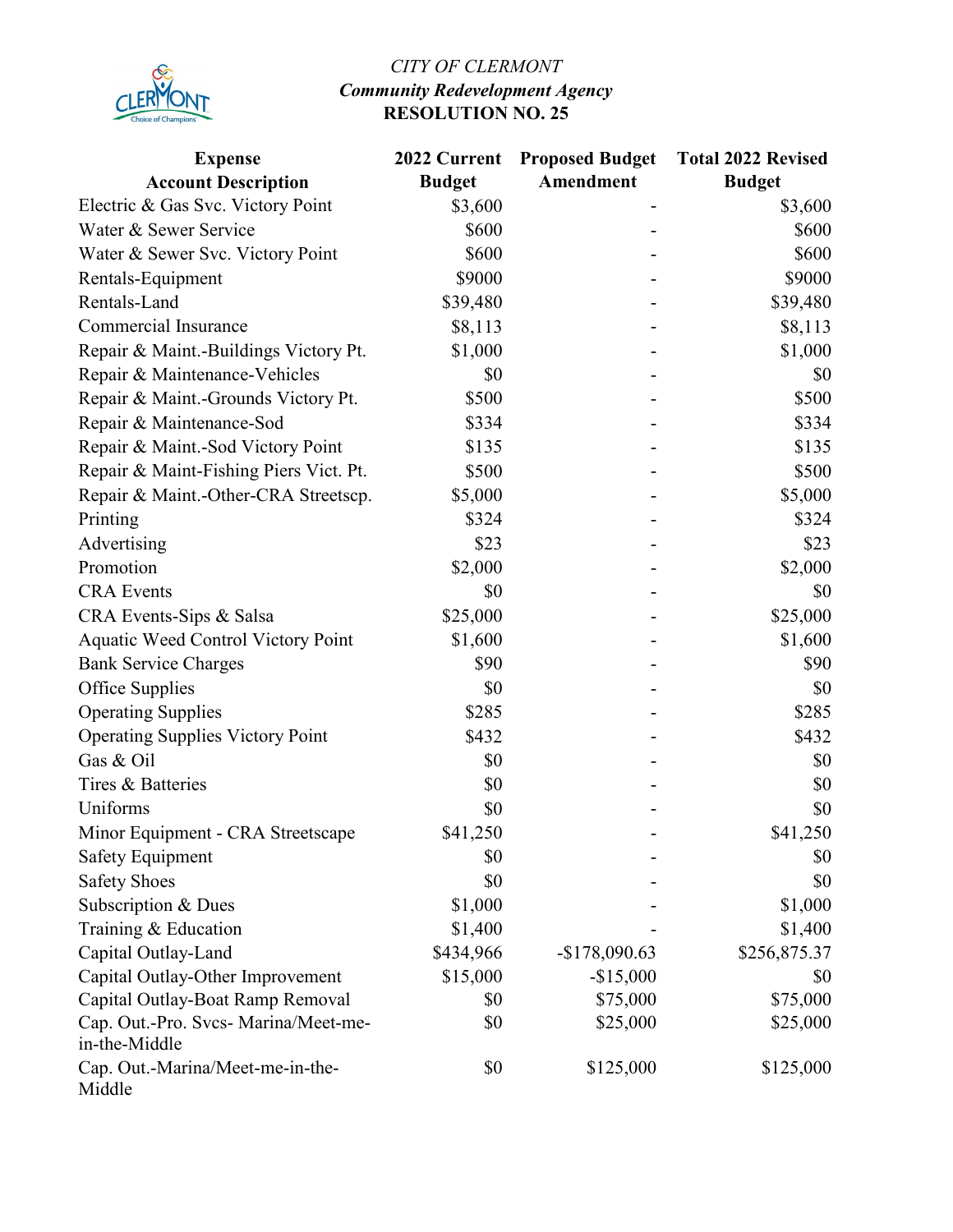CITY OF CLERMONT

***Community Redevelopment Agency***

**RESOLUTION NO. 25**

| Expense Account Description | 2022 Current Budget | Proposed Budget Amendment | Total 2022 Revised Budget |
|---|---|---|---|
| Electric & Gas Svc. Victory Point | $3,600 | - | $3,600 |
| Water & Sewer Service | $600 | - | $600 |
| Water & Sewer Svc. Victory Point | $600 | - | $600 |
| Rentals-Equipment | $9000 | - | $9000 |
| Rentals-Land | $39,480 | - | $39,480 |
| Commercial Insurance | $8,113 | - | $8,113 |
| Repair & Maint.-Buildings Victory Pt. | $1,000 | - | $1,000 |
| Repair & Maintenance-Vehicles | $0 | - | $0 |
| Repair & Maint.-Grounds Victory Pt. | $500 | - | $500 |
| Repair & Maintenance-Sod | $334 | - | $334 |
| Repair & Maint.-Sod Victory Point | $135 | - | $135 |
| Repair & Maint-Fishing Piers Vict. Pt. | $500 | - | $500 |
| Repair & Maint.-Other-CRA Streetscp. | $5,000 | - | $5,000 |
| Printing | $324 | - | $324 |
| Advertising | $23 | - | $23 |
| Promotion | $2,000 | - | $2,000 |
| CRA Events | $0 | - | $0 |
| CRA Events-Sips & Salsa | $25,000 | - | $25,000 |
| Aquatic Weed Control Victory Point | $1,600 | - | $1,600 |
| Bank Service Charges | $90 | - | $90 |
| Office Supplies | $0 | - | $0 |
| Operating Supplies | $285 | - | $285 |
| Operating Supplies Victory Point | $432 | - | $432 |
| Gas & Oil | $0 | - | $0 |
| Tires & Batteries | $0 | - | $0 |
| Uniforms | $0 | - | $0 |
| Minor Equipment - CRA Streetscape | $41,250 | - | $41,250 |
| Safety Equipment | $0 | - | $0 |
| Safety Shoes | $0 | - | $0 |
| Subscription & Dues | $1,000 | - | $1,000 |
| Training & Education | $1,400 | - | $1,400 |
| Capital Outlay-Land | $434,966 | -$178,090.63 | $256,875.37 |
| Capital Outlay-Other Improvement | $15,000 | -$15,000 | $0 |
| Capital Outlay-Boat Ramp Removal | $0 | $75,000 | $75,000 |
| Cap. Out.-Pro. Svcs- Marina/Meet-me-in-the-Middle | $0 | $25,000 | $25,000 |
| Cap. Out.-Marina/Meet-me-in-the-Middle | $0 | $125,000 | $125,000 |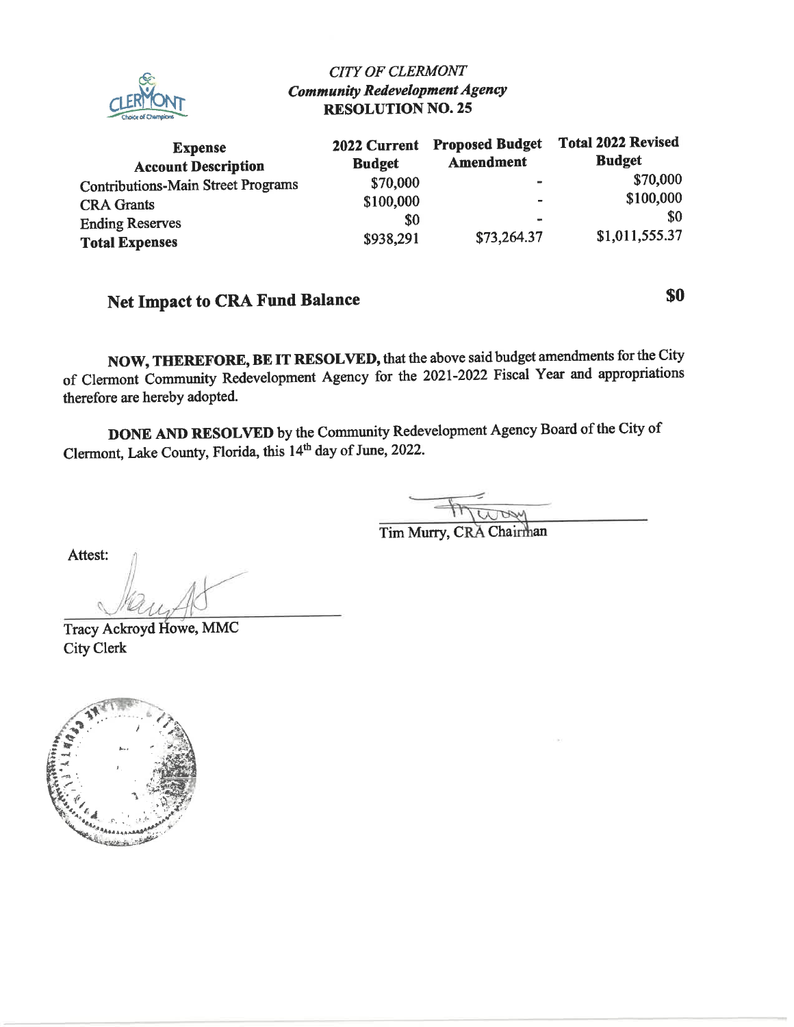*CITY OF CLERMONT*
***Community Redevelopment Agency***
**RESOLUTION NO. 25**

| Expense Account Description | 2022 Current Budget | Proposed Budget Amendment | Total 2022 Revised Budget |
|---|---|---|---|
| Contributions-Main Street Programs | $70,000 | - | $70,000 |
| CRA Grants | $100,000 | - | $100,000 |
| Ending Reserves | $0 | - | $0 |
| **Total Expenses** | $938,291 | $73,264.37 | $1,011,555.37 |

**Net Impact to CRA Fund Balance** **$0**

**NOW, THEREFORE, BE IT RESOLVED,** that the above said budget amendments for the City of Clermont Community Redevelopment Agency for the 2021-2022 Fiscal Year and appropriations therefore are hereby adopted.

**DONE AND RESOLVED** by the Community Redevelopment Agency Board of the City of Clermont, Lake County, Florida, this 14th day of June, 2022.

Tim Murry, CRA Chairman

Attest:

Tracy Ackroyd Howe, MMC
City Clerk